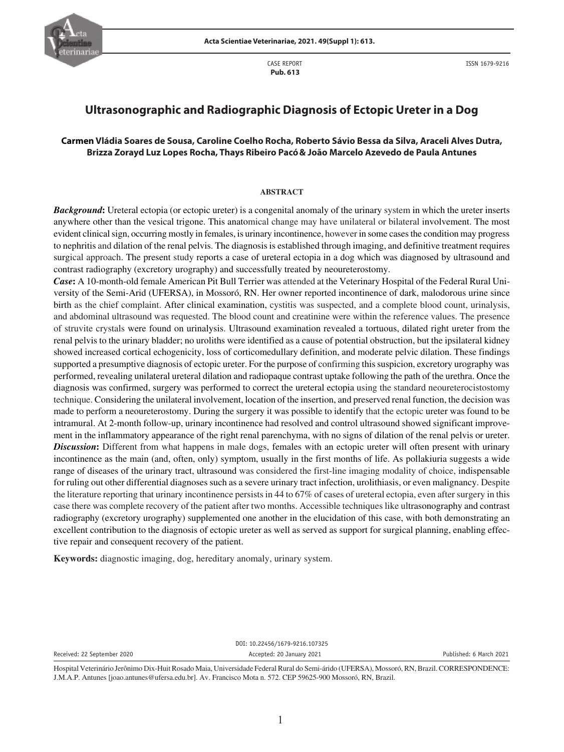CASE REPORT
**Pub. 613**

ISSN 1679-9216

# Ultrasonographic and Radiographic Diagnosis of Ectopic Ureter in a Dog

**Carmen Vládia Soares de Sousa, Caroline Coelho Rocha, Roberto Sávio Bessa da Silva, Araceli Alves Dutra, Brizza Zorayd Luz Lopes Rocha, Thays Ribeiro Pacó & João Marcelo Azevedo de Paula Antunes**

## ABSTRACT

***Background*:** Ureteral ectopia (or ectopic ureter) is a congenital anomaly of the urinary system in which the ureter inserts anywhere other than the vesical trigone. This anatomical change may have unilateral or bilateral involvement. The most evident clinical sign, occurring mostly in females, is urinary incontinence, however in some cases the condition may progress to nephritis and dilation of the renal pelvis. The diagnosis is established through imaging, and definitive treatment requires surgical approach. The present study reports a case of ureteral ectopia in a dog which was diagnosed by ultrasound and contrast radiography (excretory urography) and successfully treated by neoureterostomy.

***Case*:** A 10-month-old female American Pit Bull Terrier was attended at the Veterinary Hospital of the Federal Rural University of the Semi-Arid (UFERSA), in Mossoró, RN. Her owner reported incontinence of dark, malodorous urine since birth as the chief complaint. After clinical examination, cystitis was suspected, and a complete blood count, urinalysis, and abdominal ultrasound was requested. The blood count and creatinine were within the reference values. The presence of struvite crystals were found on urinalysis. Ultrasound examination revealed a tortuous, dilated right ureter from the renal pelvis to the urinary bladder; no uroliths were identified as a cause of potential obstruction, but the ipsilateral kidney showed increased cortical echogenicity, loss of corticomedullary definition, and moderate pelvic dilation. These findings supported a presumptive diagnosis of ectopic ureter. For the purpose of confirming this suspicion, excretory urography was performed, revealing unilateral ureteral dilation and radiopaque contrast uptake following the path of the urethra. Once the diagnosis was confirmed, surgery was performed to correct the ureteral ectopia using the standard neoureterocistostomy technique. Considering the unilateral involvement, location of the insertion, and preserved renal function, the decision was made to perform a neoureterostomy. During the surgery it was possible to identify that the ectopic ureter was found to be intramural. At 2-month follow-up, urinary incontinence had resolved and control ultrasound showed significant improvement in the inflammatory appearance of the right renal parenchyma, with no signs of dilation of the renal pelvis or ureter.

***Discussion*:** Different from what happens in male dogs, females with an ectopic ureter will often present with urinary incontinence as the main (and, often, only) symptom, usually in the first months of life. As pollakiuria suggests a wide range of diseases of the urinary tract, ultrasound was considered the first-line imaging modality of choice, indispensable for ruling out other differential diagnoses such as a severe urinary tract infection, urolithiasis, or even malignancy. Despite the literature reporting that urinary incontinence persists in 44 to 67% of cases of ureteral ectopia, even after surgery in this case there was complete recovery of the patient after two months. Accessible techniques like ultrasonography and contrast radiography (excretory urography) supplemented one another in the elucidation of this case, with both demonstrating an excellent contribution to the diagnosis of ectopic ureter as well as served as support for surgical planning, enabling effective repair and consequent recovery of the patient.

**Keywords:** diagnostic imaging, dog, hereditary anomaly, urinary system.

DOI: 10.22456/1679-9216.107325

Received: 22 September 2020 | Accepted: 20 January 2021 | Published: 6 March 2021

Hospital Veterinário Jerônimo Dix-Huit Rosado Maia, Universidade Federal Rural do Semi-árido (UFERSA), Mossoró, RN, Brazil. CORRESPONDENCE: J.M.A.P. Antunes [joao.antunes@ufersa.edu.br]. Av. Francisco Mota n. 572. CEP 59625-900 Mossoró, RN, Brazil.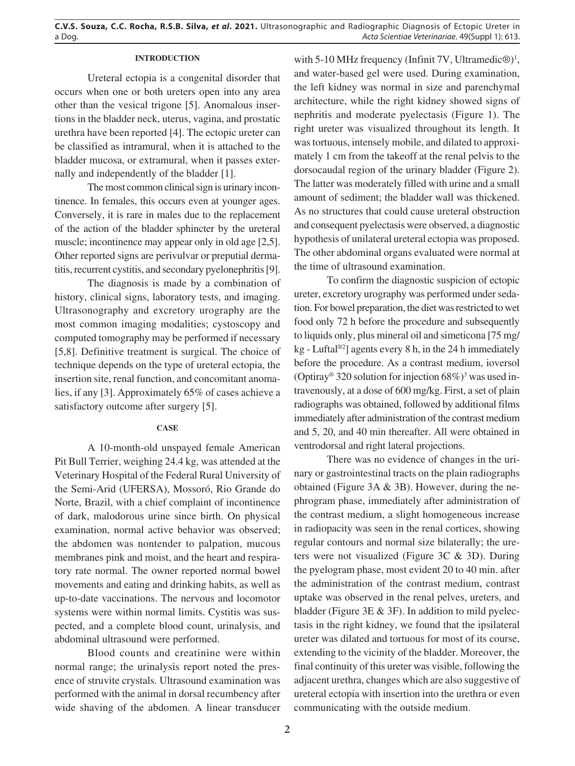## INTRODUCTION

Ureteral ectopia is a congenital disorder that occurs when one or both ureters open into any area other than the vesical trigone [5]. Anomalous insertions in the bladder neck, uterus, vagina, and prostatic urethra have been reported [4]. The ectopic ureter can be classified as intramural, when it is attached to the bladder mucosa, or extramural, when it passes externally and independently of the bladder [1].

The most common clinical sign is urinary incontinence. In females, this occurs even at younger ages. Conversely, it is rare in males due to the replacement of the action of the bladder sphincter by the ureteral muscle; incontinence may appear only in old age [2,5]. Other reported signs are perivulvar or preputial dermatitis, recurrent cystitis, and secondary pyelonephritis [9].

The diagnosis is made by a combination of history, clinical signs, laboratory tests, and imaging. Ultrasonography and excretory urography are the most common imaging modalities; cystoscopy and computed tomography may be performed if necessary [5,8]. Definitive treatment is surgical. The choice of technique depends on the type of ureteral ectopia, the insertion site, renal function, and concomitant anomalies, if any [3]. Approximately 65% of cases achieve a satisfactory outcome after surgery [5].

## CASE

A 10-month-old unspayed female American Pit Bull Terrier, weighing 24.4 kg, was attended at the Veterinary Hospital of the Federal Rural University of the Semi-Arid (UFERSA), Mossoró, Rio Grande do Norte, Brazil, with a chief complaint of incontinence of dark, malodorous urine since birth. On physical examination, normal active behavior was observed; the abdomen was nontender to palpation, mucous membranes pink and moist, and the heart and respiratory rate normal. The owner reported normal bowel movements and eating and drinking habits, as well as up-to-date vaccinations. The nervous and locomotor systems were within normal limits. Cystitis was suspected, and a complete blood count, urinalysis, and abdominal ultrasound were performed.

Blood counts and creatinine were within normal range; the urinalysis report noted the presence of struvite crystals. Ultrasound examination was performed with the animal in dorsal recumbency after wide shaving of the abdomen. A linear transducer with 5-10 MHz frequency (Infinit 7V, Ultramedic®)[1], and water-based gel were used. During examination, the left kidney was normal in size and parenchymal architecture, while the right kidney showed signs of nephritis and moderate pyelectasis (Figure 1). The right ureter was visualized throughout its length. It was tortuous, intensely mobile, and dilated to approximately 1 cm from the takeoff at the renal pelvis to the dorsocaudal region of the urinary bladder (Figure 2). The latter was moderately filled with urine and a small amount of sediment; the bladder wall was thickened. As no structures that could cause ureteral obstruction and consequent pyelectasis were observed, a diagnostic hypothesis of unilateral ureteral ectopia was proposed. The other abdominal organs evaluated were normal at the time of ultrasound examination.

To confirm the diagnostic suspicion of ectopic ureter, excretory urography was performed under sedation. For bowel preparation, the diet was restricted to wet food only 72 h before the procedure and subsequently to liquids only, plus mineral oil and simeticona [75 mg/kg - Luftal®[2]] agents every 8 h, in the 24 h immediately before the procedure. As a contrast medium, ioversol (Optiray® 320 solution for injection 68%)[3] was used intravenously, at a dose of 600 mg/kg. First, a set of plain radiographs was obtained, followed by additional films immediately after administration of the contrast medium and 5, 20, and 40 min thereafter. All were obtained in ventrodorsal and right lateral projections.

There was no evidence of changes in the urinary or gastrointestinal tracts on the plain radiographs obtained (Figure 3A & 3B). However, during the nephrogram phase, immediately after administration of the contrast medium, a slight homogeneous increase in radiopacity was seen in the renal cortices, showing regular contours and normal size bilaterally; the ureters were not visualized (Figure 3C & 3D). During the pyelogram phase, most evident 20 to 40 min. after the administration of the contrast medium, contrast uptake was observed in the renal pelves, ureters, and bladder (Figure 3E & 3F). In addition to mild pyelectasis in the right kidney, we found that the ipsilateral ureter was dilated and tortuous for most of its course, extending to the vicinity of the bladder. Moreover, the final continuity of this ureter was visible, following the adjacent urethra, changes which are also suggestive of ureteral ectopia with insertion into the urethra or even communicating with the outside medium.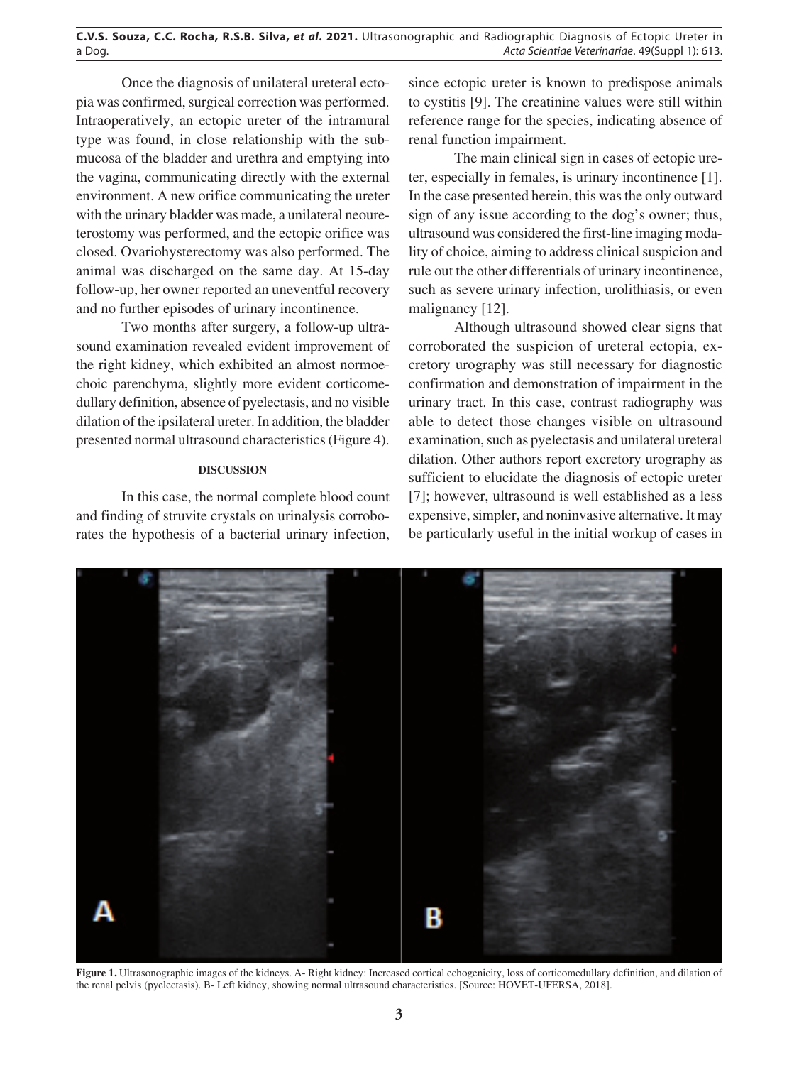Once the diagnosis of unilateral ureteral ectopia was confirmed, surgical correction was performed. Intraoperatively, an ectopic ureter of the intramural type was found, in close relationship with the submucosa of the bladder and urethra and emptying into the vagina, communicating directly with the external environment. A new orifice communicating the ureter with the urinary bladder was made, a unilateral neoureterostomy was performed, and the ectopic orifice was closed. Ovariohysterectomy was also performed. The animal was discharged on the same day. At 15-day follow-up, her owner reported an uneventful recovery and no further episodes of urinary incontinence.

Two months after surgery, a follow-up ultrasound examination revealed evident improvement of the right kidney, which exhibited an almost normoechoic parenchyma, slightly more evident corticomedullary definition, absence of pyelectasis, and no visible dilation of the ipsilateral ureter. In addition, the bladder presented normal ultrasound characteristics (Figure 4).

## DISCUSSION

In this case, the normal complete blood count and finding of struvite crystals on urinalysis corroborates the hypothesis of a bacterial urinary infection, since ectopic ureter is known to predispose animals to cystitis [9]. The creatinine values were still within reference range for the species, indicating absence of renal function impairment.

The main clinical sign in cases of ectopic ureter, especially in females, is urinary incontinence [1]. In the case presented herein, this was the only outward sign of any issue according to the dog's owner; thus, ultrasound was considered the first-line imaging modality of choice, aiming to address clinical suspicion and rule out the other differentials of urinary incontinence, such as severe urinary infection, urolithiasis, or even malignancy [12].

Although ultrasound showed clear signs that corroborated the suspicion of ureteral ectopia, excretory urography was still necessary for diagnostic confirmation and demonstration of impairment in the urinary tract. In this case, contrast radiography was able to detect those changes visible on ultrasound examination, such as pyelectasis and unilateral ureteral dilation. Other authors report excretory urography as sufficient to elucidate the diagnosis of ectopic ureter [7]; however, ultrasound is well established as a less expensive, simpler, and noninvasive alternative. It may be particularly useful in the initial workup of cases in

**Figure 1.** Ultrasonographic images of the kidneys. A- Right kidney: Increased cortical echogenicity, loss of corticomedullary definition, and dilation of the renal pelvis (pyelectasis). B- Left kidney, showing normal ultrasound characteristics. [Source: HOVET-UFERSA, 2018].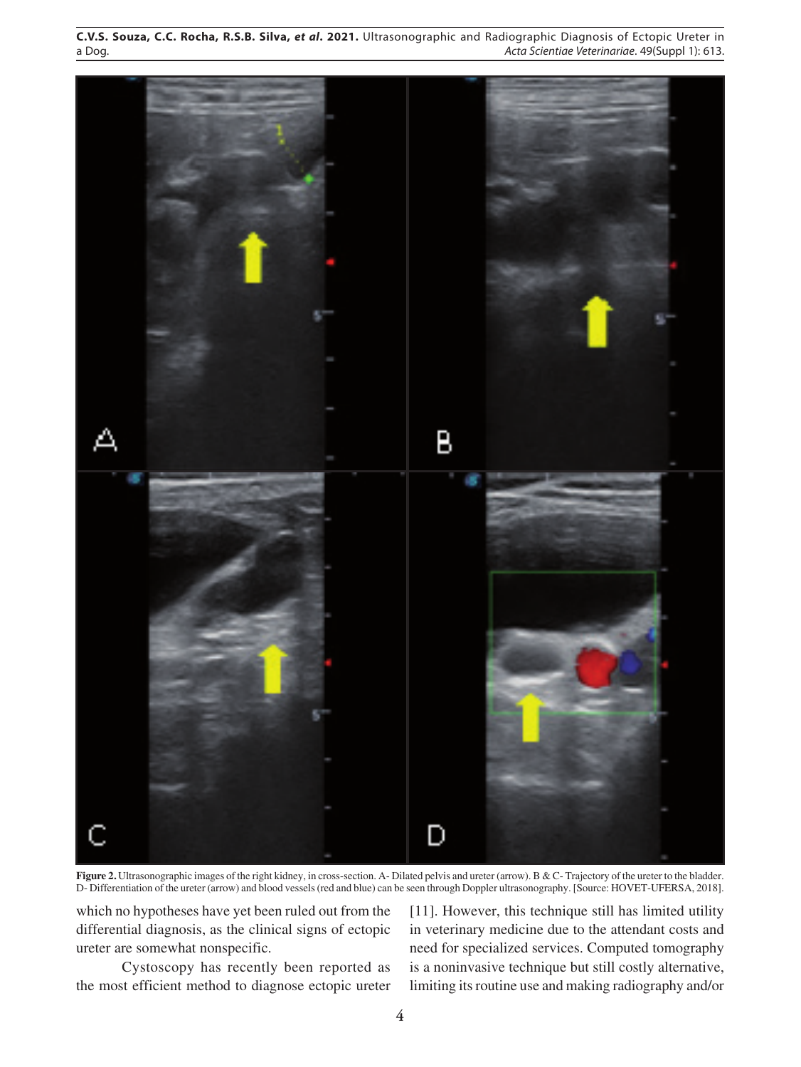**Figure 2.** Ultrasonographic images of the right kidney, in cross-section. A- Dilated pelvis and ureter (arrow). B & C- Trajectory of the ureter to the bladder. D- Differentiation of the ureter (arrow) and blood vessels (red and blue) can be seen through Doppler ultrasonography. [Source: HOVET-UFERSA, 2018].

which no hypotheses have yet been ruled out from the differential diagnosis, as the clinical signs of ectopic ureter are somewhat nonspecific.

Cystoscopy has recently been reported as the most efficient method to diagnose ectopic ureter [11]. However, this technique still has limited utility in veterinary medicine due to the attendant costs and need for specialized services. Computed tomography is a noninvasive technique but still costly alternative, limiting its routine use and making radiography and/or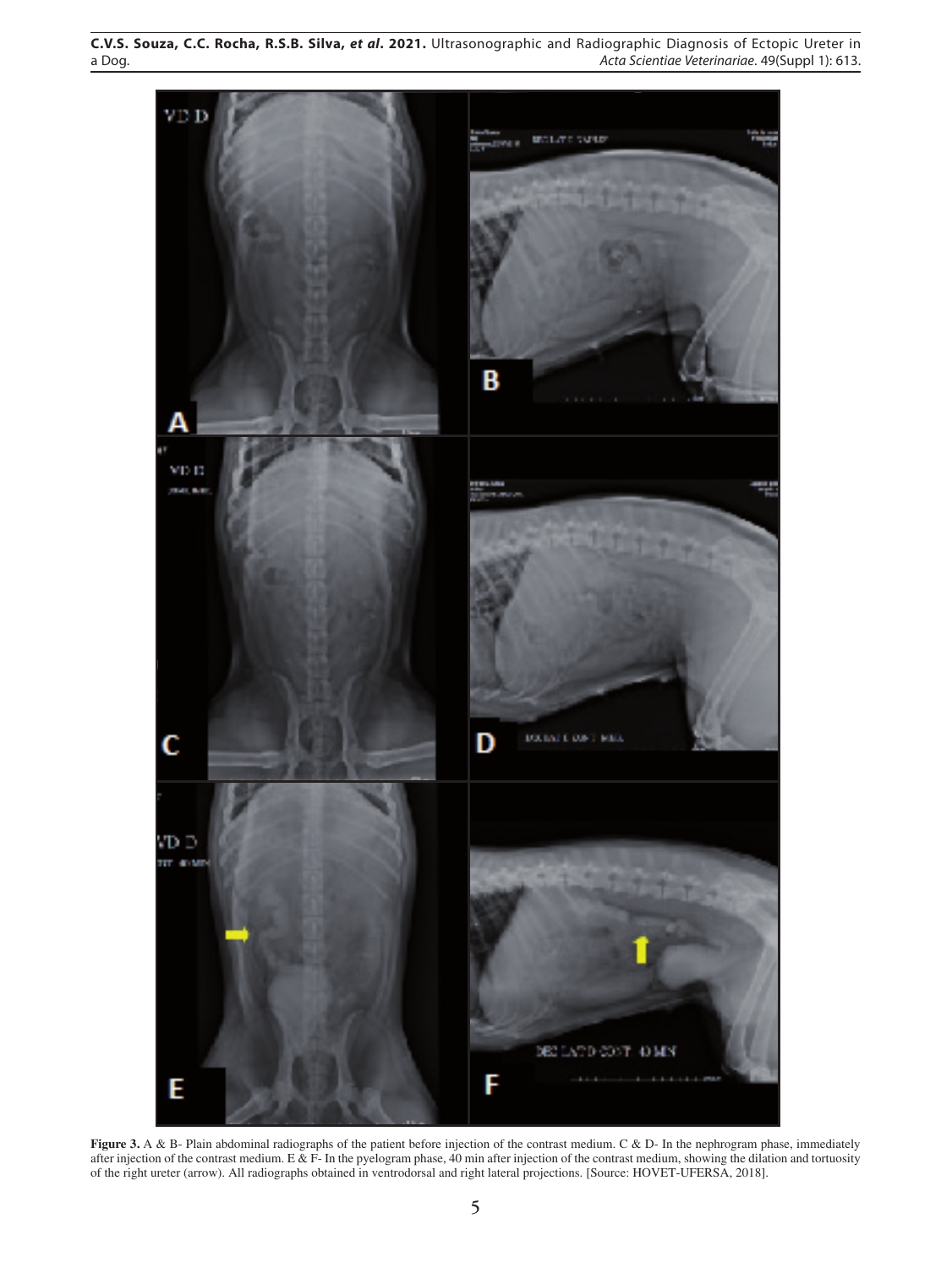**Figure 3.** A & B- Plain abdominal radiographs of the patient before injection of the contrast medium. C & D- In the nephrogram phase, immediately after injection of the contrast medium. E & F- In the pyelogram phase, 40 min after injection of the contrast medium, showing the dilation and tortuosity of the right ureter (arrow). All radiographs obtained in ventrodorsal and right lateral projections. [Source: HOVET-UFERSA, 2018].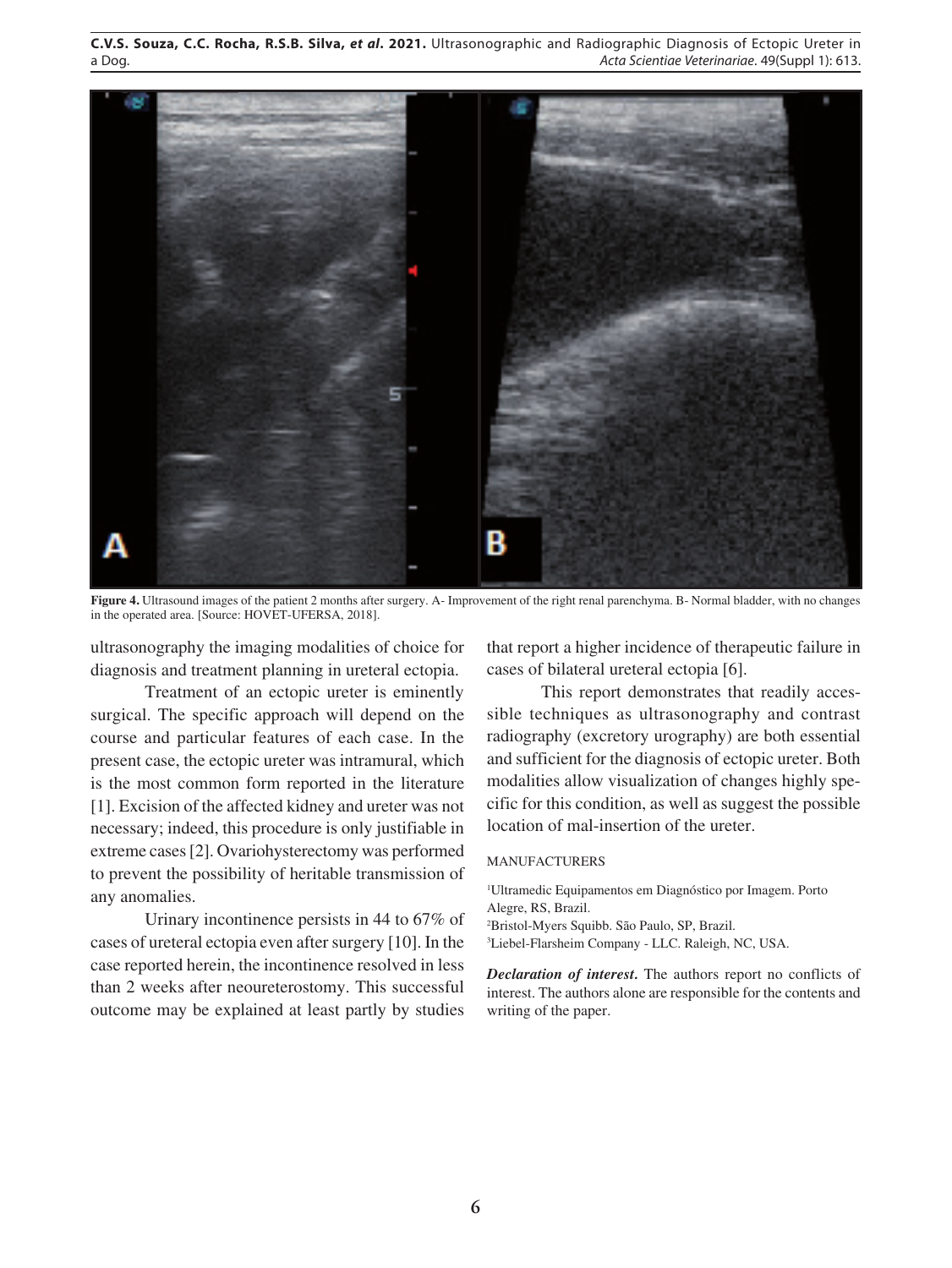**Figure 4.** Ultrasound images of the patient 2 months after surgery. A- Improvement of the right renal parenchyma. B- Normal bladder, with no changes in the operated area. [Source: HOVET-UFERSA, 2018].

ultrasonography the imaging modalities of choice for diagnosis and treatment planning in ureteral ectopia.

Treatment of an ectopic ureter is eminently surgical. The specific approach will depend on the course and particular features of each case. In the present case, the ectopic ureter was intramural, which is the most common form reported in the literature [1]. Excision of the affected kidney and ureter was not necessary; indeed, this procedure is only justifiable in extreme cases [2]. Ovariohysterectomy was performed to prevent the possibility of heritable transmission of any anomalies.

Urinary incontinence persists in 44 to 67% of cases of ureteral ectopia even after surgery [10]. In the case reported herein, the incontinence resolved in less than 2 weeks after neoureterostomy. This successful outcome may be explained at least partly by studies that report a higher incidence of therapeutic failure in cases of bilateral ureteral ectopia [6].

This report demonstrates that readily accessible techniques as ultrasonography and contrast radiography (excretory urography) are both essential and sufficient for the diagnosis of ectopic ureter. Both modalities allow visualization of changes highly specific for this condition, as well as suggest the possible location of mal-insertion of the ureter.

MANUFACTURERS

[1]Ultramedic Equipamentos em Diagnóstico por Imagem. Porto Alegre, RS, Brazil.
[2]Bristol-Myers Squibb. São Paulo, SP, Brazil.
[3]Liebel-Flarsheim Company - LLC. Raleigh, NC, USA.

***Declaration of interest.*** The authors report no conflicts of interest. The authors alone are responsible for the contents and writing of the paper.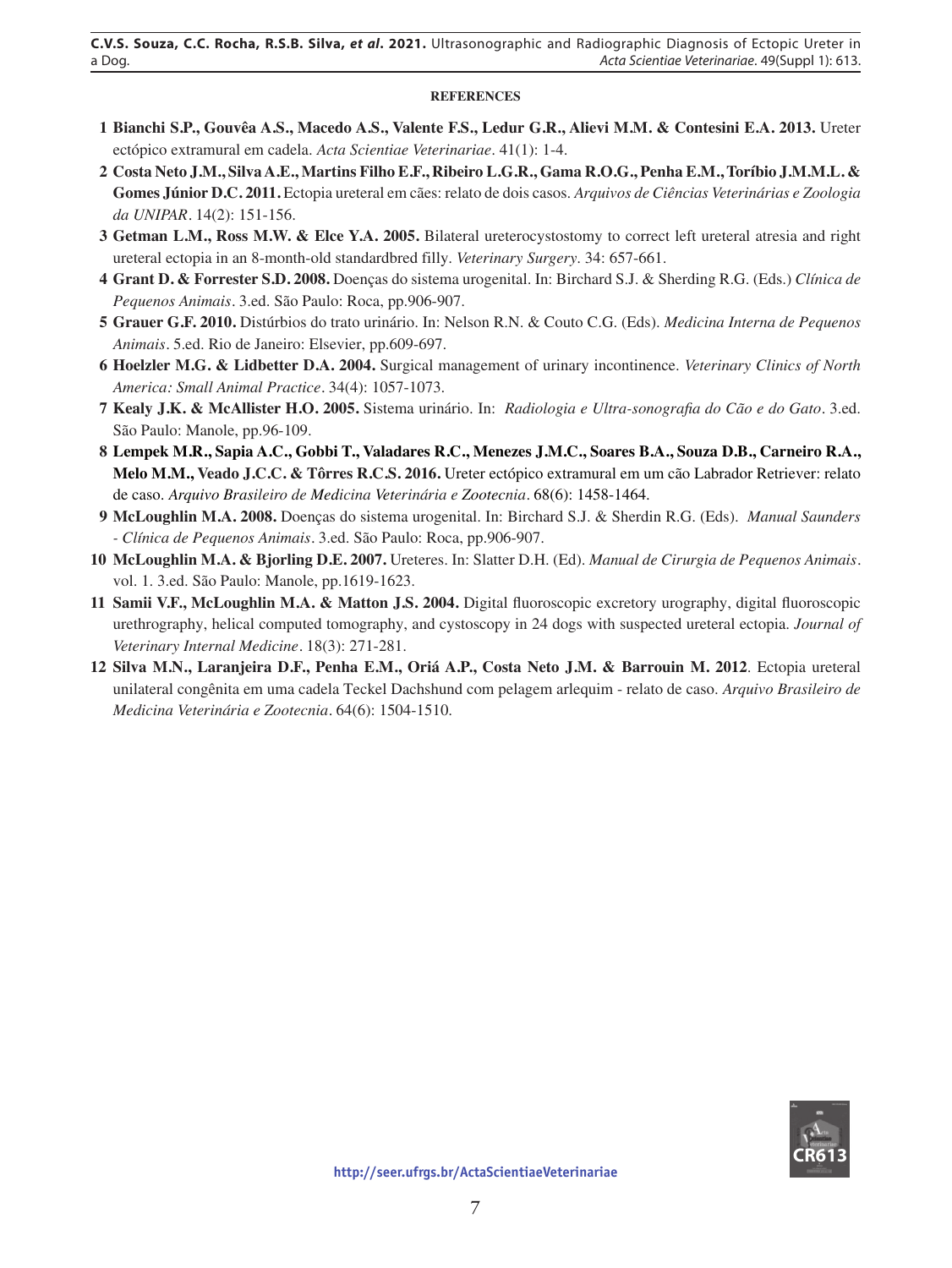## REFERENCES

1 **Bianchi S.P., Gouvêa A.S., Macedo A.S., Valente F.S., Ledur G.R., Alievi M.M. & Contesini E.A. 2013.** Ureter ectópico extramural em cadela. *Acta Scientiae Veterinariae*. 41(1): 1-4.

2 **Costa Neto J.M., Silva A.E., Martins Filho E.F., Ribeiro L.G.R., Gama R.O.G., Penha E.M., Toríbio J.M.M.L. & Gomes Júnior D.C. 2011.** Ectopia ureteral em cães: relato de dois casos. *Arquivos de Ciências Veterinárias e Zoologia da UNIPAR*. 14(2): 151-156.

3 **Getman L.M., Ross M.W. & Elce Y.A. 2005.** Bilateral ureterocystostomy to correct left ureteral atresia and right ureteral ectopia in an 8-month-old standardbred filly. *Veterinary Surgery*. 34: 657-661.

4 **Grant D. & Forrester S.D. 2008.** Doenças do sistema urogenital. In: Birchard S.J. & Sherding R.G. (Eds.) *Clínica de Pequenos Animais*. 3.ed. São Paulo: Roca, pp.906-907.

5 **Grauer G.F. 2010.** Distúrbios do trato urinário. In: Nelson R.N. & Couto C.G. (Eds). *Medicina Interna de Pequenos Animais*. 5.ed. Rio de Janeiro: Elsevier, pp.609-697.

6 **Hoelzler M.G. & Lidbetter D.A. 2004.** Surgical management of urinary incontinence. *Veterinary Clinics of North America: Small Animal Practice*. 34(4): 1057-1073.

7 **Kealy J.K. & McAllister H.O. 2005.** Sistema urinário. In: *Radiologia e Ultra-sonografia do Cão e do Gato*. 3.ed. São Paulo: Manole, pp.96-109.

8 **Lempek M.R., Sapia A.C., Gobbi T., Valadares R.C., Menezes J.M.C., Soares B.A., Souza D.B., Carneiro R.A., Melo M.M., Veado J.C.C. & Tôrres R.C.S. 2016.** Ureter ectópico extramural em um cão Labrador Retriever: relato de caso. *Arquivo Brasileiro de Medicina Veterinária e Zootecnia*. 68(6): 1458-1464.

9 **McLoughlin M.A. 2008.** Doenças do sistema urogenital. In: Birchard S.J. & Sherdin R.G. (Eds). *Manual Saunders - Clínica de Pequenos Animais*. 3.ed. São Paulo: Roca, pp.906-907.

10 **McLoughlin M.A. & Bjorling D.E. 2007.** Ureteres. In: Slatter D.H. (Ed). *Manual de Cirurgia de Pequenos Animais*. vol. 1. 3.ed. São Paulo: Manole, pp.1619-1623.

11 **Samii V.F., McLoughlin M.A. & Matton J.S. 2004.** Digital fluoroscopic excretory urography, digital fluoroscopic urethrography, helical computed tomography, and cystoscopy in 24 dogs with suspected ureteral ectopia. *Journal of Veterinary Internal Medicine*. 18(3): 271-281.

12 **Silva M.N., Laranjeira D.F., Penha E.M., Oriá A.P., Costa Neto J.M. & Barrouin M. 2012**. Ectopia ureteral unilateral congênita em uma cadela Teckel Dachshund com pelagem arlequim - relato de caso. *Arquivo Brasileiro de Medicina Veterinária e Zootecnia*. 64(6): 1504-1510.

CR613

http://seer.ufrgs.br/ActaScientiaeVeterinariae